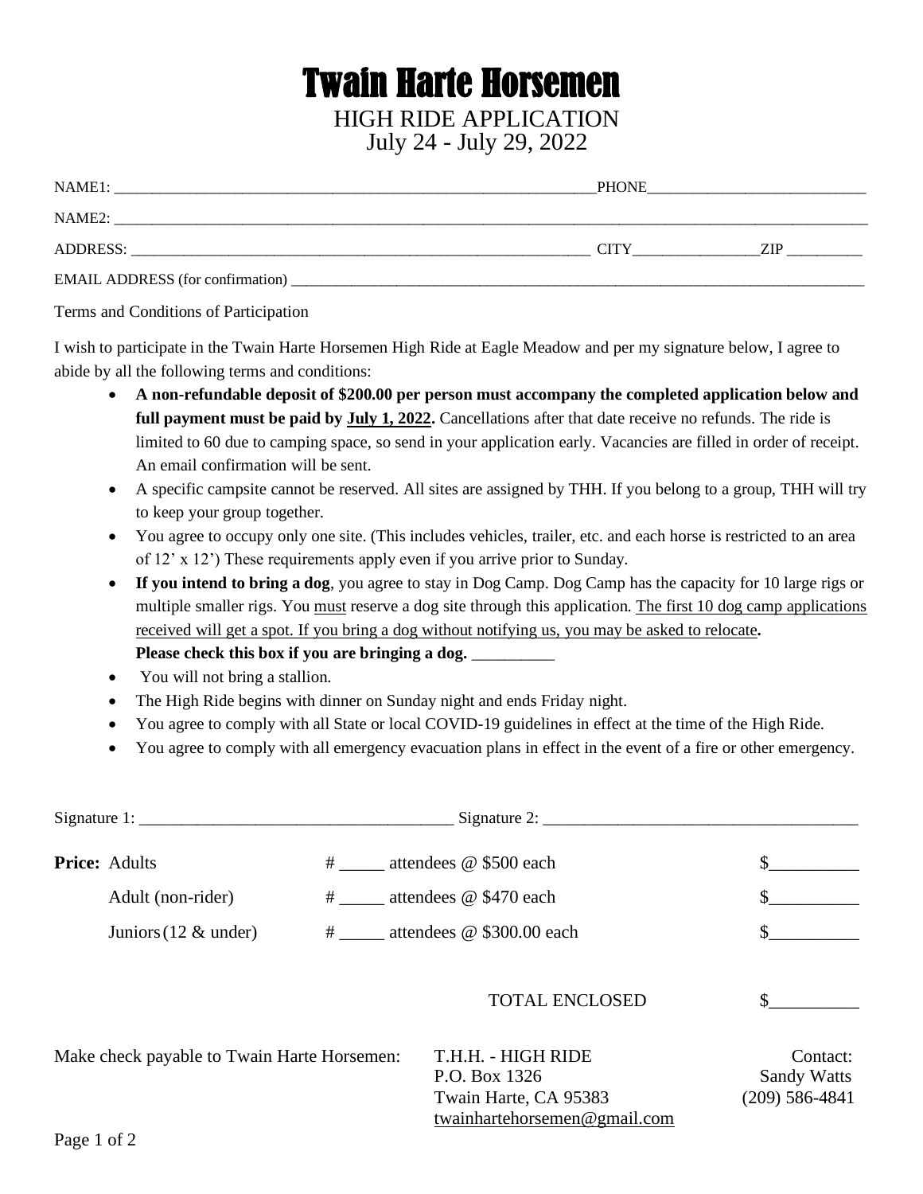# Twain Harte Horsemen

## HIGH RIDE APPLICATION
July 24 - July 29, 2022

NAME1: ________________________________________________ PHONE____________________________

NAME2: ____________________________________________________________________________________

ADDRESS: _____________________________________________ CITY_________________ZIP __________

EMAIL ADDRESS (for confirmation) ____________________________________________________________

Terms and Conditions of Participation

I wish to participate in the Twain Harte Horsemen High Ride at Eagle Meadow and per my signature below, I agree to abide by all the following terms and conditions:

- **A non-refundable deposit of $200.00 per person must accompany the completed application below and full payment must be paid by <u>July 1, 2022</u>.** Cancellations after that date receive no refunds. The ride is limited to 60 due to camping space, so send in your application early. Vacancies are filled in order of receipt. An email confirmation will be sent.
- A specific campsite cannot be reserved. All sites are assigned by THH. If you belong to a group, THH will try to keep your group together.
- You agree to occupy only one site. (This includes vehicles, trailer, etc. and each horse is restricted to an area of 12' x 12') These requirements apply even if you arrive prior to Sunday.
- **If you intend to bring a dog**, you agree to stay in Dog Camp. Dog Camp has the capacity for 10 large rigs or multiple smaller rigs. You <u>must</u> reserve a dog site through this application. <u>The first 10 dog camp applications received will get a spot. If you bring a dog without notifying us, you may be asked to relocate</u>.
  **Please check this box if you are bringing a dog.** __________
- You will not bring a stallion.
- The High Ride begins with dinner on Sunday night and ends Friday night.
- You agree to comply with all State or local COVID-19 guidelines in effect at the time of the High Ride.
- You agree to comply with all emergency evacuation plans in effect in the event of a fire or other emergency.

Signature 1: ______________________________ Signature 2: ______________________________

| **Price:** | | | |
|---|---|---|---|
| Adults | # _____ attendees @ $500 each | | $__________ |
| Adult (non-rider) | # _____ attendees @ $470 each | | $__________ |
| Juniors (12 & under) | # _____ attendees @ $300.00 each | | $__________ |
| | | TOTAL ENCLOSED | $__________ |

Make check payable to Twain Harte Horsemen:

T.H.H. - HIGH RIDE
P.O. Box 1326
Twain Harte, CA 95383
twainhartehorsemen@gmail.com

Contact:
Sandy Watts
(209) 586-4841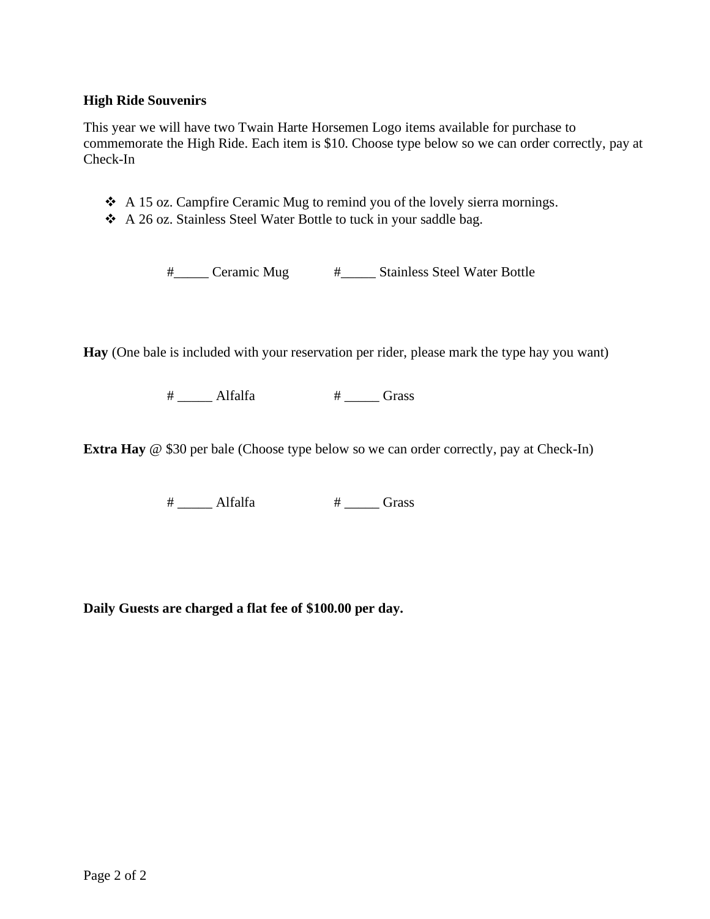**High Ride Souvenirs**

This year we will have two Twain Harte Horsemen Logo items available for purchase to commemorate the High Ride. Each item is $10. Choose type below so we can order correctly, pay at Check-In

- A 15 oz. Campfire Ceramic Mug to remind you of the lovely sierra mornings.
- A 26 oz. Stainless Steel Water Bottle to tuck in your saddle bag.

#_____ Ceramic Mug #_____ Stainless Steel Water Bottle

**Hay** (One bale is included with your reservation per rider, please mark the type hay you want)

# _____ Alfalfa # _____ Grass

**Extra Hay** @ $30 per bale (Choose type below so we can order correctly, pay at Check-In)

# _____ Alfalfa # _____ Grass

**Daily Guests are charged a flat fee of $100.00 per day.**